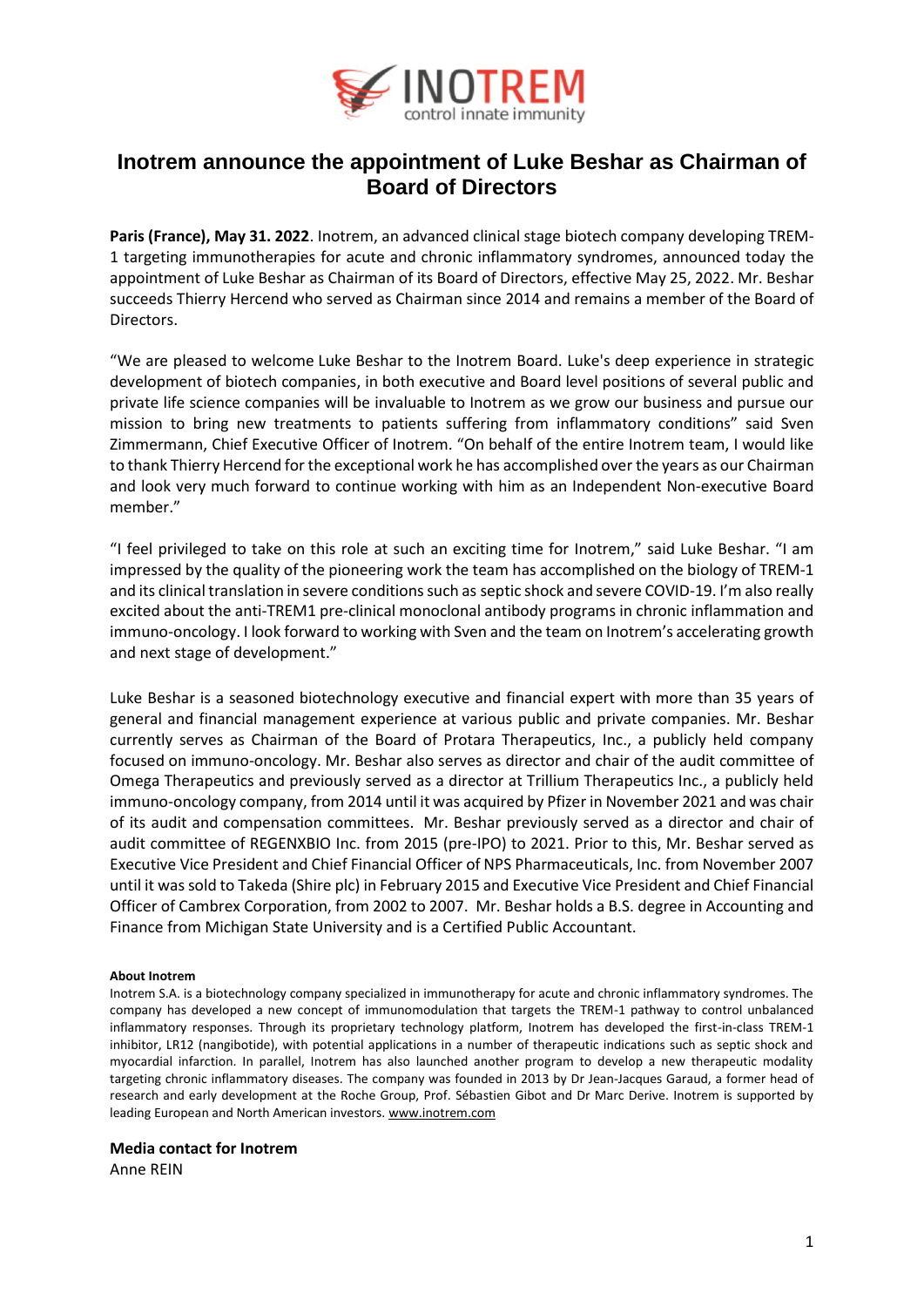# Inotrem announce the appointment of Luke Beshar as Chairman of Board of Directors

**Paris (France), May 31. 2022**. Inotrem, an advanced clinical stage biotech company developing TREM-1 targeting immunotherapies for acute and chronic inflammatory syndromes, announced today the appointment of Luke Beshar as Chairman of its Board of Directors, effective May 25, 2022. Mr. Beshar succeeds Thierry Hercend who served as Chairman since 2014 and remains a member of the Board of Directors.

"We are pleased to welcome Luke Beshar to the Inotrem Board. Luke's deep experience in strategic development of biotech companies, in both executive and Board level positions of several public and private life science companies will be invaluable to Inotrem as we grow our business and pursue our mission to bring new treatments to patients suffering from inflammatory conditions" said Sven Zimmermann, Chief Executive Officer of Inotrem. "On behalf of the entire Inotrem team, I would like to thank Thierry Hercend for the exceptional work he has accomplished over the years as our Chairman and look very much forward to continue working with him as an Independent Non-executive Board member."

"I feel privileged to take on this role at such an exciting time for Inotrem," said Luke Beshar. "I am impressed by the quality of the pioneering work the team has accomplished on the biology of TREM-1 and its clinical translation in severe conditions such as septic shock and severe COVID-19. I'm also really excited about the anti-TREM1 pre-clinical monoclonal antibody programs in chronic inflammation and immuno-oncology. I look forward to working with Sven and the team on Inotrem's accelerating growth and next stage of development."

Luke Beshar is a seasoned biotechnology executive and financial expert with more than 35 years of general and financial management experience at various public and private companies. Mr. Beshar currently serves as Chairman of the Board of Protara Therapeutics, Inc., a publicly held company focused on immuno-oncology. Mr. Beshar also serves as director and chair of the audit committee of Omega Therapeutics and previously served as a director at Trillium Therapeutics Inc., a publicly held immuno-oncology company, from 2014 until it was acquired by Pfizer in November 2021 and was chair of its audit and compensation committees. Mr. Beshar previously served as a director and chair of audit committee of REGENXBIO Inc. from 2015 (pre-IPO) to 2021. Prior to this, Mr. Beshar served as Executive Vice President and Chief Financial Officer of NPS Pharmaceuticals, Inc. from November 2007 until it was sold to Takeda (Shire plc) in February 2015 and Executive Vice President and Chief Financial Officer of Cambrex Corporation, from 2002 to 2007. Mr. Beshar holds a B.S. degree in Accounting and Finance from Michigan State University and is a Certified Public Accountant.

**About Inotrem**

Inotrem S.A. is a biotechnology company specialized in immunotherapy for acute and chronic inflammatory syndromes. The company has developed a new concept of immunomodulation that targets the TREM-1 pathway to control unbalanced inflammatory responses. Through its proprietary technology platform, Inotrem has developed the first-in-class TREM-1 inhibitor, LR12 (nangibotide), with potential applications in a number of therapeutic indications such as septic shock and myocardial infarction. In parallel, Inotrem has also launched another program to develop a new therapeutic modality targeting chronic inflammatory diseases. The company was founded in 2013 by Dr Jean-Jacques Garaud, a former head of research and early development at the Roche Group, Prof. Sébastien Gibot and Dr Marc Derive. Inotrem is supported by leading European and North American investors. www.inotrem.com

**Media contact for Inotrem**

Anne REIN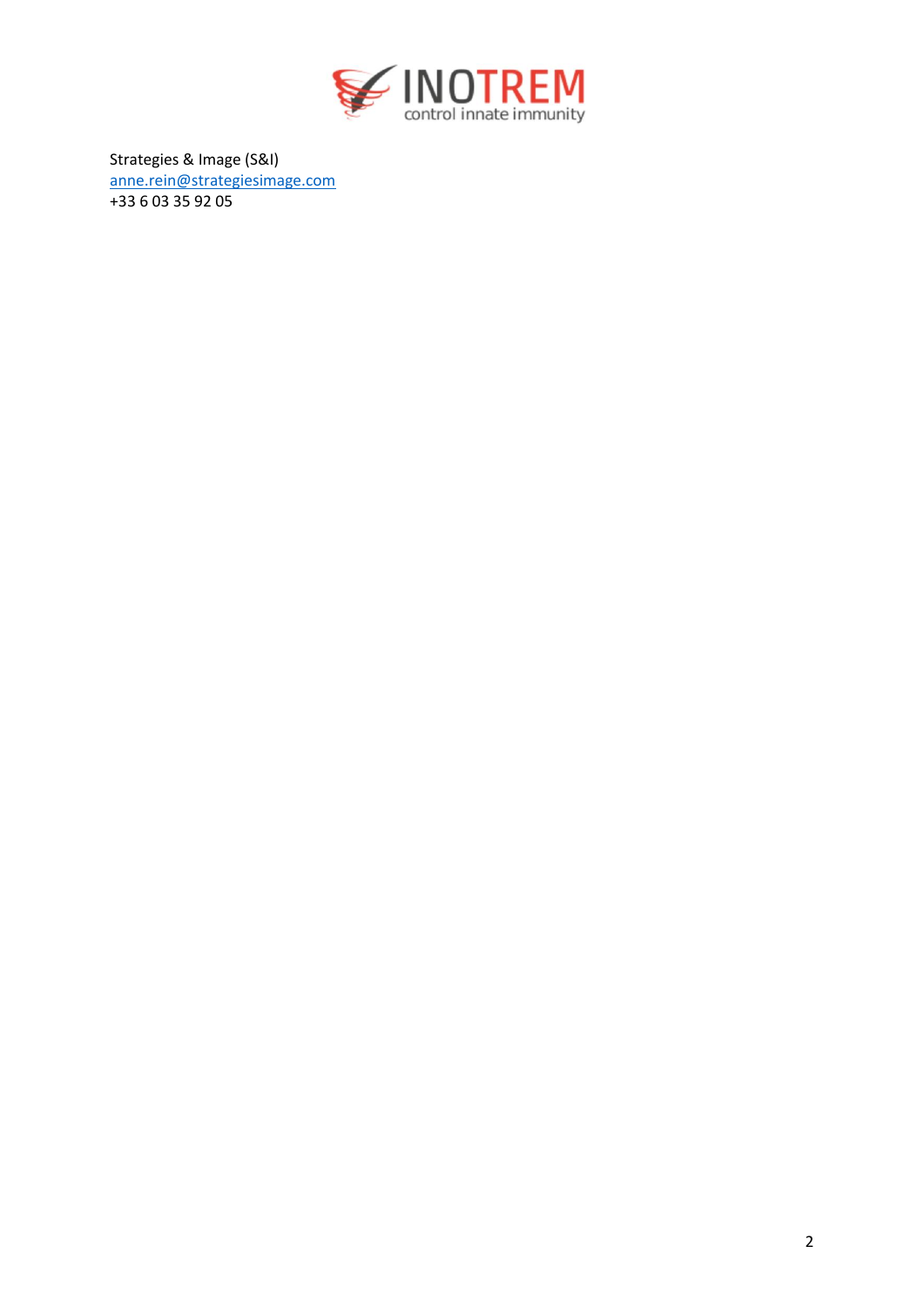Strategies & Image (S&I)
anne.rein@strategiesimage.com
+33 6 03 35 92 05